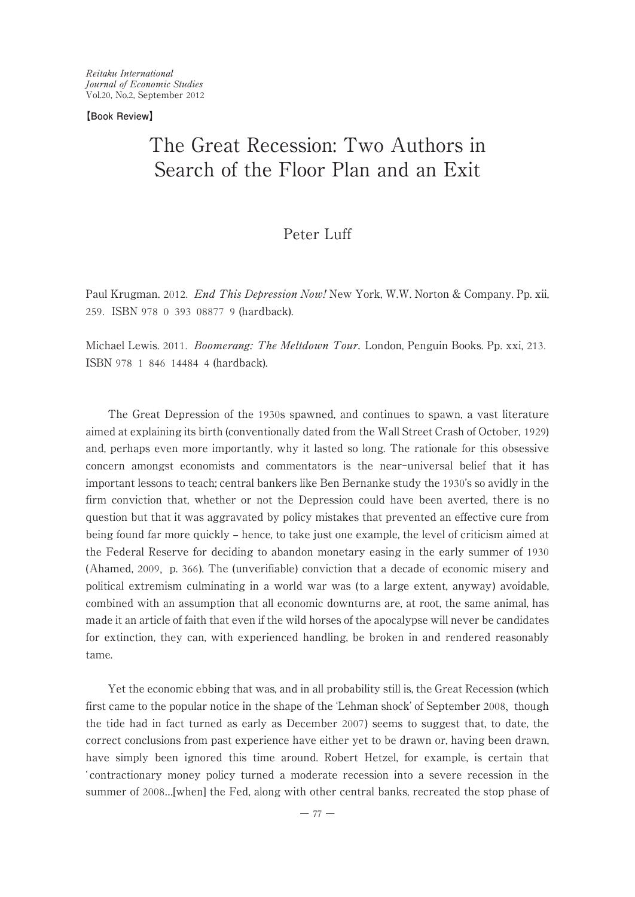【Book Review】

# The Great Recession: Two Authors in Search of the Floor Plan and an Exit

Peter Luff

Paul Krugman. 2012. *End This Depression Now!* New York, W.W. Norton & Company. Pp. xii, 259. ISBN 978 0 393 08877 9 (hardback).

Michael Lewis. 2011. *Boomerang: The Meltdown Tour.* London, Penguin Books. Pp. xxi, 213. ISBN 978 1 846 14484 4 (hardback).

The Great Depression of the 1930s spawned, and continues to spawn, a vast literature aimed at explaining its birth (conventionally dated from the Wall Street Crash of October, 1929) and, perhaps even more importantly, why it lasted so long. The rationale for this obsessive concern amongst economists and commentators is the near-universal belief that it has important lessons to teach; central bankers like Ben Bernanke study the 1930's so avidly in the firm conviction that, whether or not the Depression could have been averted, there is no question but that it was aggravated by policy mistakes that prevented an effective cure from being found far more quickly – hence, to take just one example, the level of criticism aimed at the Federal Reserve for deciding to abandon monetary easing in the early summer of 1930 (Ahamed, 2009, p. 366). The (unverifiable) conviction that a decade of economic misery and political extremism culminating in a world war was (to a large extent, anyway) avoidable, combined with an assumption that all economic downturns are, at root, the same animal, has made it an article of faith that even if the wild horses of the apocalypse will never be candidates for extinction, they can, with experienced handling, be broken in and rendered reasonably tame.

Yet the economic ebbing that was, and in all probability still is, the Great Recession (which first came to the popular notice in the shape of the 'Lehman shock' of September 2008, though the tide had in fact turned as early as December 2007) seems to suggest that, to date, the correct conclusions from past experience have either yet to be drawn or, having been drawn, have simply been ignored this time around. Robert Hetzel, for example, is certain that 'contractionary money policy turned a moderate recession into a severe recession in the summer of 2008...[when] the Fed, along with other central banks, recreated the stop phase of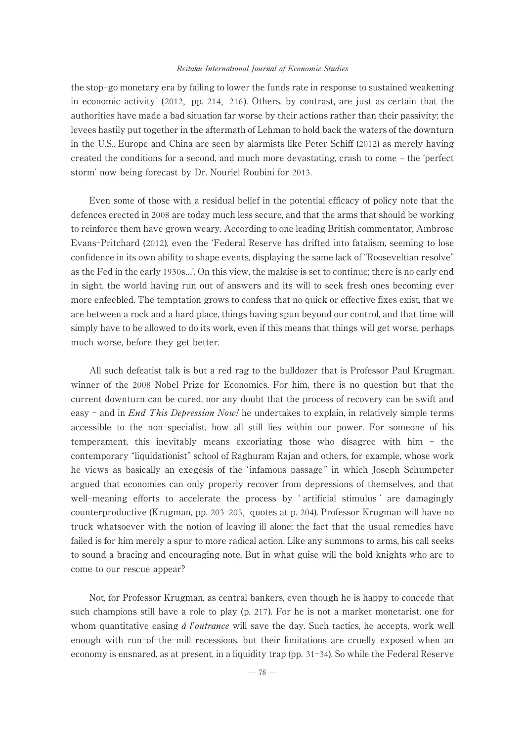the stop-go monetary era by failing to lower the funds rate in response to sustained weakening in economic activity' (2012, pp. 214, 216). Others, by contrast, are just as certain that the authorities have made a bad situation far worse by their actions rather than their passivity; the levees hastily put together in the aftermath of Lehman to hold back the waters of the downturn in the U.S., Europe and China are seen by alarmists like Peter Schiff (2012) as merely having created the conditions for a second, and much more devastating, crash to come – the 'perfect storm' now being forecast by Dr. Nouriel Roubini for 2013.

Even some of those with a residual belief in the potential efficacy of policy note that the defences erected in 2008 are today much less secure, and that the arms that should be working to reinforce them have grown weary. According to one leading British commentator, Ambrose Evans-Pritchard (2012), even the 'Federal Reserve has drifted into fatalism, seeming to lose confidence in its own ability to shape events, displaying the same lack of "Rooseveltian resolve" as the Fed in the early 1930s...'. On this view, the malaise is set to continue; there is no early end in sight, the world having run out of answers and its will to seek fresh ones becoming ever more enfeebled. The temptation grows to confess that no quick or effective fixes exist, that we are between a rock and a hard place, things having spun beyond our control, and that time will simply have to be allowed to do its work, even if this means that things will get worse, perhaps much worse, before they get better.

All such defeatist talk is but a red rag to the bulldozer that is Professor Paul Krugman, winner of the 2008 Nobel Prize for Economics. For him, there is no question but that the current downturn can be cured, nor any doubt that the process of recovery can be swift and easy – and in *End This Depression Now!* he undertakes to explain, in relatively simple terms accessible to the non-specialist, how all still lies within our power. For someone of his temperament, this inevitably means excoriating those who disagree with him – the contemporary "liquidationist" school of Raghuram Rajan and others, for example, whose work he views as basically an exegesis of the 'infamous passage' in which Joseph Schumpeter argued that economies can only properly recover from depressions of themselves, and that well-meaning efforts to accelerate the process by 'artificial stimulus' are damagingly counterproductive (Krugman, pp. 203-205, quotes at p. 204). Professor Krugman will have no truck whatsoever with the notion of leaving ill alone; the fact that the usual remedies have failed is for him merely a spur to more radical action. Like any summons to arms, his call seeks to sound a bracing and encouraging note. But in what guise will the bold knights who are to come to our rescue appear?

Not, for Professor Krugman, as central bankers, even though he is happy to concede that such champions still have a role to play (p. 217). For he is not a market monetarist, one for whom quantitative easing *á l'outrance* will save the day. Such tactics, he accepts, work well enough with run-of-the-mill recessions, but their limitations are cruelly exposed when an economy is ensnared, as at present, in a liquidity trap (pp. 31-34). So while the Federal Reserve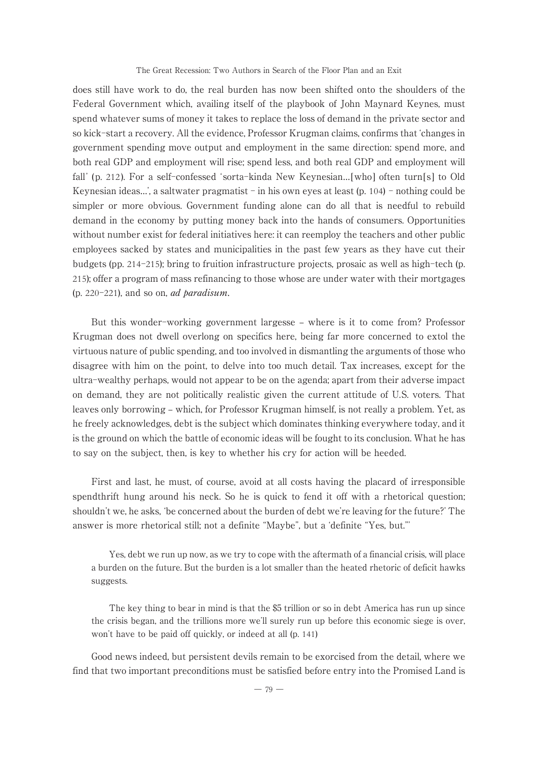does still have work to do, the real burden has now been shifted onto the shoulders of the Federal Government which, availing itself of the playbook of John Maynard Keynes, must spend whatever sums of money it takes to replace the loss of demand in the private sector and so kick-start a recovery. All the evidence, Professor Krugman claims, confirms that 'changes in government spending move output and employment in the same direction: spend more, and both real GDP and employment will rise; spend less, and both real GDP and employment will fall' (p. 212). For a self-confessed 'sorta-kinda New Keynesian…[who] often turn[s] to Old Keynesian ideas…', a saltwater pragmatist – in his own eyes at least (p. 104) – nothing could be simpler or more obvious. Government funding alone can do all that is needful to rebuild demand in the economy by putting money back into the hands of consumers. Opportunities without number exist for federal initiatives here: it can reemploy the teachers and other public employees sacked by states and municipalities in the past few years as they have cut their budgets (pp. 214-215); bring to fruition infrastructure projects, prosaic as well as high-tech (p. 215); offer a program of mass refinancing to those whose are under water with their mortgages (p. 220-221), and so on, ***ad paradisum***.

But this wonder-working government largesse – where is it to come from? Professor Krugman does not dwell overlong on specifics here, being far more concerned to extol the virtuous nature of public spending, and too involved in dismantling the arguments of those who disagree with him on the point, to delve into too much detail. Tax increases, except for the ultra-wealthy perhaps, would not appear to be on the agenda; apart from their adverse impact on demand, they are not politically realistic given the current attitude of U.S. voters. That leaves only borrowing – which, for Professor Krugman himself, is not really a problem. Yet, as he freely acknowledges, debt is the subject which dominates thinking everywhere today, and it is the ground on which the battle of economic ideas will be fought to its conclusion. What he has to say on the subject, then, is key to whether his cry for action will be heeded.

First and last, he must, of course, avoid at all costs having the placard of irresponsible spendthrift hung around his neck. So he is quick to fend it off with a rhetorical question; shouldn't we, he asks, 'be concerned about the burden of debt we're leaving for the future?' The answer is more rhetorical still; not a definite "Maybe", but a 'definite "Yes, but."'

> Yes, debt we run up now, as we try to cope with the aftermath of a financial crisis, will place a burden on the future. But the burden is a lot smaller than the heated rhetoric of deficit hawks suggests.
>
> The key thing to bear in mind is that the $5 trillion or so in debt America has run up since the crisis began, and the trillions more we'll surely run up before this economic siege is over, won't have to be paid off quickly, or indeed at all (p. 141)

Good news indeed, but persistent devils remain to be exorcised from the detail, where we find that two important preconditions must be satisfied before entry into the Promised Land is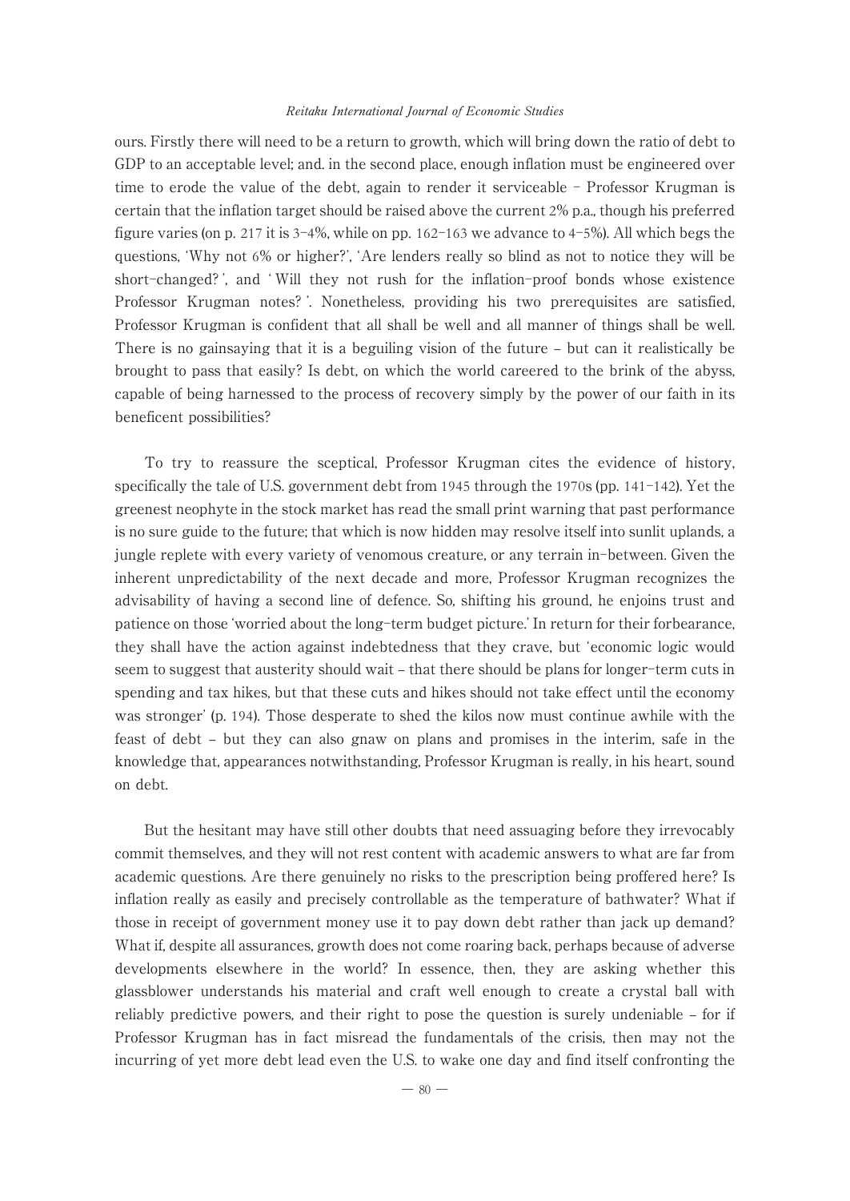ours. Firstly there will need to be a return to growth, which will bring down the ratio of debt to GDP to an acceptable level; and. in the second place, enough inflation must be engineered over time to erode the value of the debt, again to render it serviceable – Professor Krugman is certain that the inflation target should be raised above the current 2% p.a., though his preferred figure varies (on p. 217 it is 3–4%, while on pp. 162–163 we advance to 4–5%). All which begs the questions, 'Why not 6% or higher?', 'Are lenders really so blind as not to notice they will be short-changed?', and 'Will they not rush for the inflation-proof bonds whose existence Professor Krugman notes?'. Nonetheless, providing his two prerequisites are satisfied, Professor Krugman is confident that all shall be well and all manner of things shall be well. There is no gainsaying that it is a beguiling vision of the future – but can it realistically be brought to pass that easily? Is debt, on which the world careered to the brink of the abyss, capable of being harnessed to the process of recovery simply by the power of our faith in its beneficent possibilities?

To try to reassure the sceptical, Professor Krugman cites the evidence of history, specifically the tale of U.S. government debt from 1945 through the 1970s (pp. 141–142). Yet the greenest neophyte in the stock market has read the small print warning that past performance is no sure guide to the future; that which is now hidden may resolve itself into sunlit uplands, a jungle replete with every variety of venomous creature, or any terrain in-between. Given the inherent unpredictability of the next decade and more, Professor Krugman recognizes the advisability of having a second line of defence. So, shifting his ground, he enjoins trust and patience on those 'worried about the long-term budget picture.' In return for their forbearance, they shall have the action against indebtedness that they crave, but 'economic logic would seem to suggest that austerity should wait – that there should be plans for longer-term cuts in spending and tax hikes, but that these cuts and hikes should not take effect until the economy was stronger' (p. 194). Those desperate to shed the kilos now must continue awhile with the feast of debt – but they can also gnaw on plans and promises in the interim, safe in the knowledge that, appearances notwithstanding, Professor Krugman is really, in his heart, sound on debt.

But the hesitant may have still other doubts that need assuaging before they irrevocably commit themselves, and they will not rest content with academic answers to what are far from academic questions. Are there genuinely no risks to the prescription being proffered here? Is inflation really as easily and precisely controllable as the temperature of bathwater? What if those in receipt of government money use it to pay down debt rather than jack up demand? What if, despite all assurances, growth does not come roaring back, perhaps because of adverse developments elsewhere in the world? In essence, then, they are asking whether this glassblower understands his material and craft well enough to create a crystal ball with reliably predictive powers, and their right to pose the question is surely undeniable – for if Professor Krugman has in fact misread the fundamentals of the crisis, then may not the incurring of yet more debt lead even the U.S. to wake one day and find itself confronting the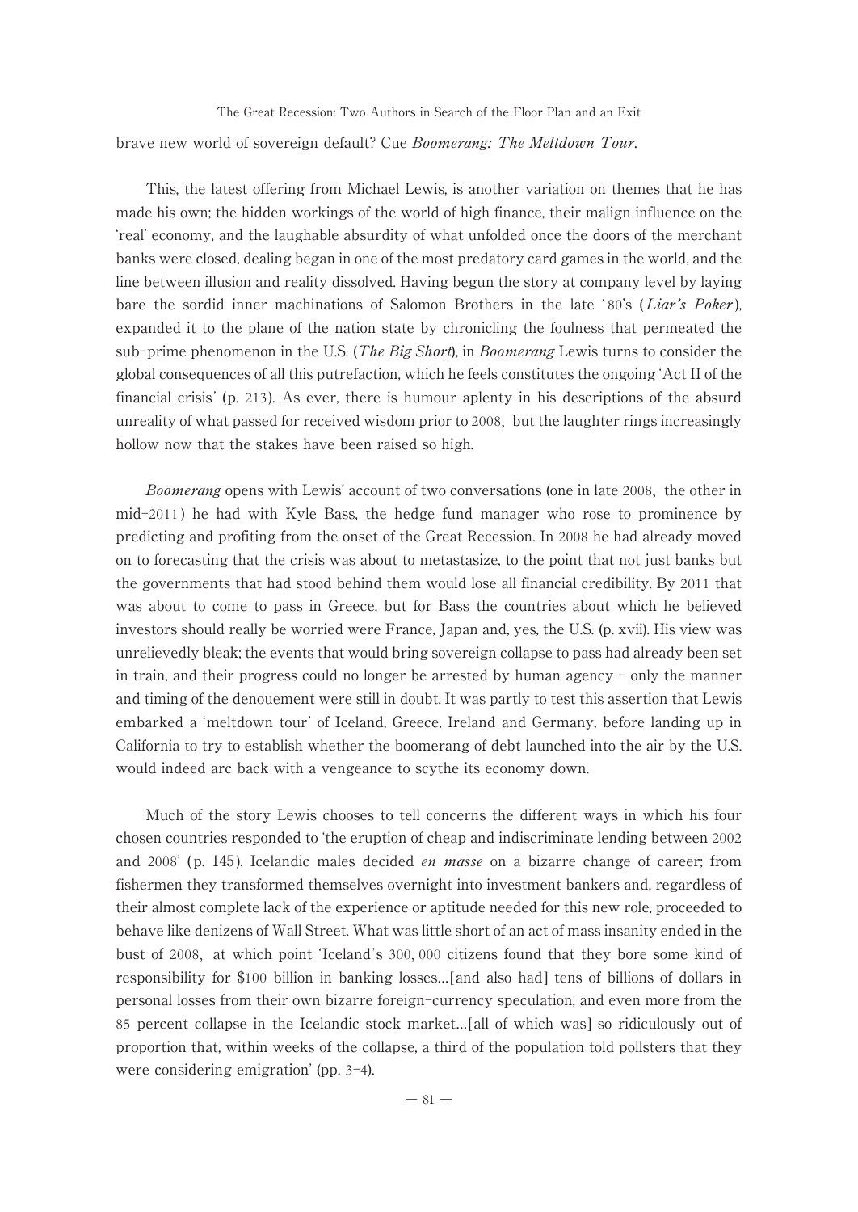brave new world of sovereign default? Cue *Boomerang: The Meltdown Tour*.

This, the latest offering from Michael Lewis, is another variation on themes that he has made his own; the hidden workings of the world of high finance, their malign influence on the 'real' economy, and the laughable absurdity of what unfolded once the doors of the merchant banks were closed, dealing began in one of the most predatory card games in the world, and the line between illusion and reality dissolved. Having begun the story at company level by laying bare the sordid inner machinations of Salomon Brothers in the late '80's (*Liar's Poker*), expanded it to the plane of the nation state by chronicling the foulness that permeated the sub-prime phenomenon in the U.S. (*The Big Short*), in *Boomerang* Lewis turns to consider the global consequences of all this putrefaction, which he feels constitutes the ongoing 'Act II of the financial crisis' (p. 213). As ever, there is humour aplenty in his descriptions of the absurd unreality of what passed for received wisdom prior to 2008, but the laughter rings increasingly hollow now that the stakes have been raised so high.

*Boomerang* opens with Lewis' account of two conversations (one in late 2008, the other in mid-2011) he had with Kyle Bass, the hedge fund manager who rose to prominence by predicting and profiting from the onset of the Great Recession. In 2008 he had already moved on to forecasting that the crisis was about to metastasize, to the point that not just banks but the governments that had stood behind them would lose all financial credibility. By 2011 that was about to come to pass in Greece, but for Bass the countries about which he believed investors should really be worried were France, Japan and, yes, the U.S. (p. xvii). His view was unrelievedly bleak; the events that would bring sovereign collapse to pass had already been set in train, and their progress could no longer be arrested by human agency – only the manner and timing of the denouement were still in doubt. It was partly to test this assertion that Lewis embarked a 'meltdown tour' of Iceland, Greece, Ireland and Germany, before landing up in California to try to establish whether the boomerang of debt launched into the air by the U.S. would indeed arc back with a vengeance to scythe its economy down.

Much of the story Lewis chooses to tell concerns the different ways in which his four chosen countries responded to 'the eruption of cheap and indiscriminate lending between 2002 and 2008' (p. 145). Icelandic males decided *en masse* on a bizarre change of career; from fishermen they transformed themselves overnight into investment bankers and, regardless of their almost complete lack of the experience or aptitude needed for this new role, proceeded to behave like denizens of Wall Street. What was little short of an act of mass insanity ended in the bust of 2008, at which point 'Iceland's 300,000 citizens found that they bore some kind of responsibility for $100 billion in banking losses…[and also had] tens of billions of dollars in personal losses from their own bizarre foreign-currency speculation, and even more from the 85 percent collapse in the Icelandic stock market…[all of which was] so ridiculously out of proportion that, within weeks of the collapse, a third of the population told pollsters that they were considering emigration' (pp. 3-4).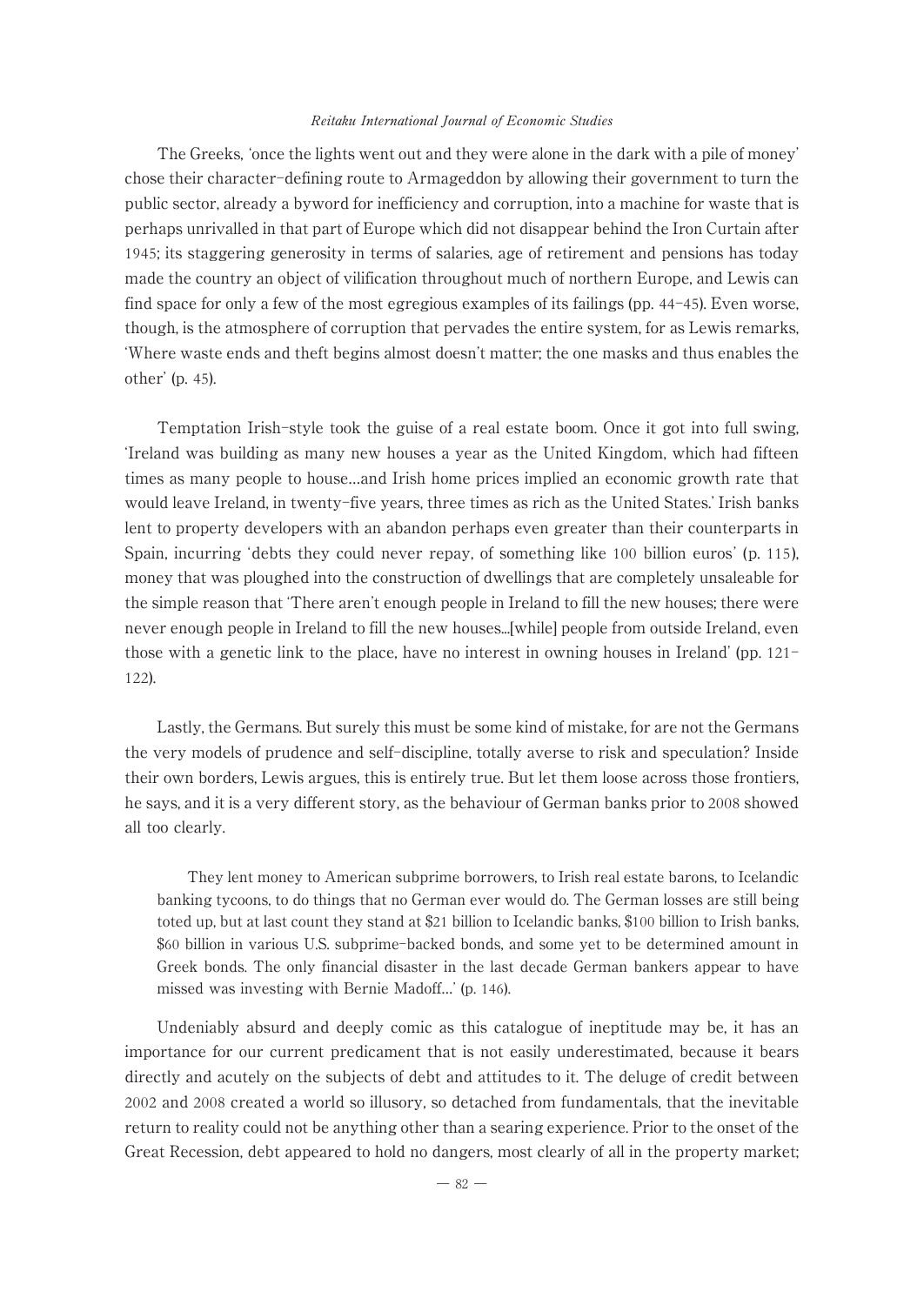The Greeks, 'once the lights went out and they were alone in the dark with a pile of money' chose their character-defining route to Armageddon by allowing their government to turn the public sector, already a byword for inefficiency and corruption, into a machine for waste that is perhaps unrivalled in that part of Europe which did not disappear behind the Iron Curtain after 1945; its staggering generosity in terms of salaries, age of retirement and pensions has today made the country an object of vilification throughout much of northern Europe, and Lewis can find space for only a few of the most egregious examples of its failings (pp. 44-45). Even worse, though, is the atmosphere of corruption that pervades the entire system, for as Lewis remarks, 'Where waste ends and theft begins almost doesn't matter; the one masks and thus enables the other' (p. 45).

Temptation Irish-style took the guise of a real estate boom. Once it got into full swing, 'Ireland was building as many new houses a year as the United Kingdom, which had fifteen times as many people to house…and Irish home prices implied an economic growth rate that would leave Ireland, in twenty-five years, three times as rich as the United States.' Irish banks lent to property developers with an abandon perhaps even greater than their counterparts in Spain, incurring 'debts they could never repay, of something like 100 billion euros' (p. 115), money that was ploughed into the construction of dwellings that are completely unsaleable for the simple reason that 'There aren't enough people in Ireland to fill the new houses; there were never enough people in Ireland to fill the new houses...[while] people from outside Ireland, even those with a genetic link to the place, have no interest in owning houses in Ireland' (pp. 121-122).

Lastly, the Germans. But surely this must be some kind of mistake, for are not the Germans the very models of prudence and self-discipline, totally averse to risk and speculation? Inside their own borders, Lewis argues, this is entirely true. But let them loose across those frontiers, he says, and it is a very different story, as the behaviour of German banks prior to 2008 showed all too clearly.

> They lent money to American subprime borrowers, to Irish real estate barons, to Icelandic banking tycoons, to do things that no German ever would do. The German losses are still being toted up, but at last count they stand at $21 billion to Icelandic banks, $100 billion to Irish banks, $60 billion in various U.S. subprime-backed bonds, and some yet to be determined amount in Greek bonds. The only financial disaster in the last decade German bankers appear to have missed was investing with Bernie Madoff…' (p. 146).

Undeniably absurd and deeply comic as this catalogue of ineptitude may be, it has an importance for our current predicament that is not easily underestimated, because it bears directly and acutely on the subjects of debt and attitudes to it. The deluge of credit between 2002 and 2008 created a world so illusory, so detached from fundamentals, that the inevitable return to reality could not be anything other than a searing experience. Prior to the onset of the Great Recession, debt appeared to hold no dangers, most clearly of all in the property market;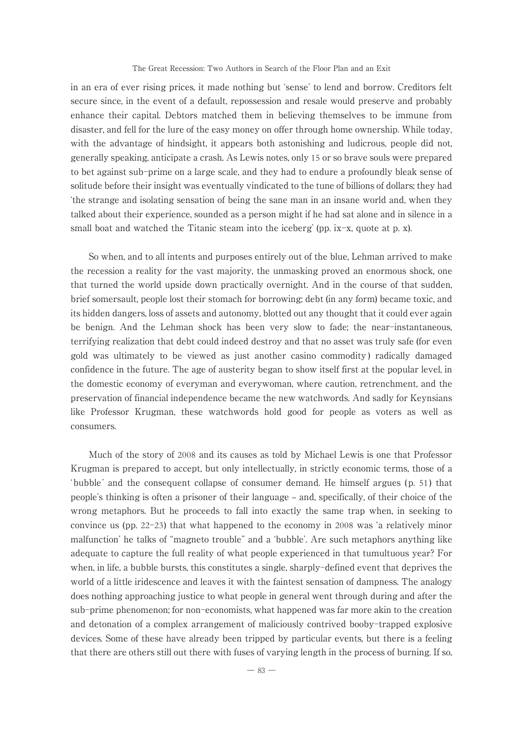in an era of ever rising prices, it made nothing but 'sense' to lend and borrow. Creditors felt secure since, in the event of a default, repossession and resale would preserve and probably enhance their capital. Debtors matched them in believing themselves to be immune from disaster, and fell for the lure of the easy money on offer through home ownership. While today, with the advantage of hindsight, it appears both astonishing and ludicrous, people did not, generally speaking, anticipate a crash. As Lewis notes, only 15 or so brave souls were prepared to bet against sub-prime on a large scale, and they had to endure a profoundly bleak sense of solitude before their insight was eventually vindicated to the tune of billions of dollars; they had 'the strange and isolating sensation of being the sane man in an insane world and, when they talked about their experience, sounded as a person might if he had sat alone and in silence in a small boat and watched the Titanic steam into the iceberg' (pp. ix–x, quote at p. x).

So when, and to all intents and purposes entirely out of the blue, Lehman arrived to make the recession a reality for the vast majority, the unmasking proved an enormous shock, one that turned the world upside down practically overnight. And in the course of that sudden, brief somersault, people lost their stomach for borrowing; debt (in any form) became toxic, and its hidden dangers, loss of assets and autonomy, blotted out any thought that it could ever again be benign. And the Lehman shock has been very slow to fade; the near-instantaneous, terrifying realization that debt could indeed destroy and that no asset was truly safe (for even gold was ultimately to be viewed as just another casino commodity) radically damaged confidence in the future. The age of austerity began to show itself first at the popular level, in the domestic economy of everyman and everywoman, where caution, retrenchment, and the preservation of financial independence became the new watchwords. And sadly for Keynsians like Professor Krugman, these watchwords hold good for people as voters as well as consumers.

Much of the story of 2008 and its causes as told by Michael Lewis is one that Professor Krugman is prepared to accept, but only intellectually, in strictly economic terms, those of a 'bubble' and the consequent collapse of consumer demand. He himself argues (p. 51) that people's thinking is often a prisoner of their language – and, specifically, of their choice of the wrong metaphors. But he proceeds to fall into exactly the same trap when, in seeking to convince us (pp. 22–23) that what happened to the economy in 2008 was 'a relatively minor malfunction' he talks of "magneto trouble" and a 'bubble'. Are such metaphors anything like adequate to capture the full reality of what people experienced in that tumultuous year? For when, in life, a bubble bursts, this constitutes a single, sharply-defined event that deprives the world of a little iridescence and leaves it with the faintest sensation of dampness. The analogy does nothing approaching justice to what people in general went through during and after the sub-prime phenomenon; for non-economists, what happened was far more akin to the creation and detonation of a complex arrangement of maliciously contrived booby-trapped explosive devices. Some of these have already been tripped by particular events, but there is a feeling that there are others still out there with fuses of varying length in the process of burning. If so,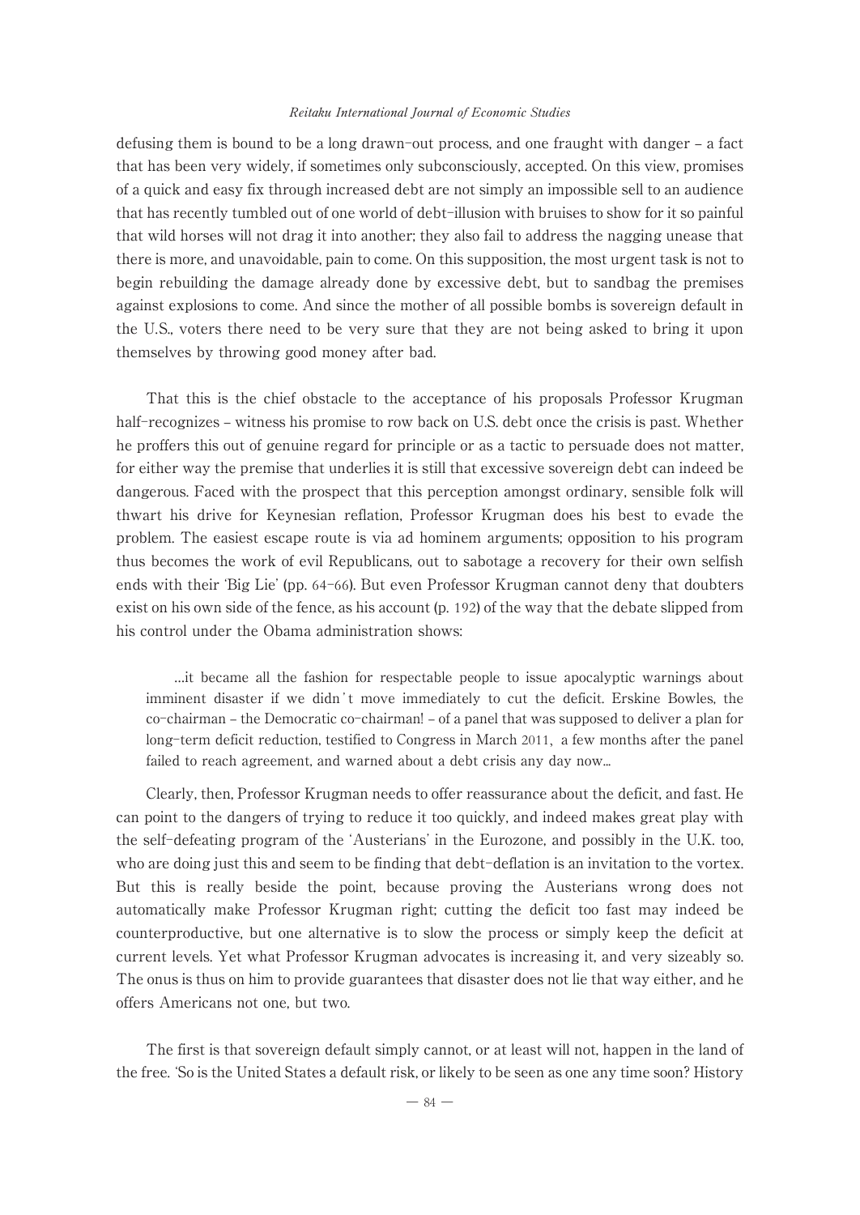defusing them is bound to be a long drawn-out process, and one fraught with danger – a fact that has been very widely, if sometimes only subconsciously, accepted. On this view, promises of a quick and easy fix through increased debt are not simply an impossible sell to an audience that has recently tumbled out of one world of debt-illusion with bruises to show for it so painful that wild horses will not drag it into another; they also fail to address the nagging unease that there is more, and unavoidable, pain to come. On this supposition, the most urgent task is not to begin rebuilding the damage already done by excessive debt, but to sandbag the premises against explosions to come. And since the mother of all possible bombs is sovereign default in the U.S., voters there need to be very sure that they are not being asked to bring it upon themselves by throwing good money after bad.

That this is the chief obstacle to the acceptance of his proposals Professor Krugman half-recognizes – witness his promise to row back on U.S. debt once the crisis is past. Whether he proffers this out of genuine regard for principle or as a tactic to persuade does not matter, for either way the premise that underlies it is still that excessive sovereign debt can indeed be dangerous. Faced with the prospect that this perception amongst ordinary, sensible folk will thwart his drive for Keynesian reflation, Professor Krugman does his best to evade the problem. The easiest escape route is via ad hominem arguments; opposition to his program thus becomes the work of evil Republicans, out to sabotage a recovery for their own selfish ends with their 'Big Lie' (pp. 64-66). But even Professor Krugman cannot deny that doubters exist on his own side of the fence, as his account (p. 192) of the way that the debate slipped from his control under the Obama administration shows:

> ...it became all the fashion for respectable people to issue apocalyptic warnings about imminent disaster if we didn't move immediately to cut the deficit. Erskine Bowles, the co-chairman – the Democratic co-chairman! – of a panel that was supposed to deliver a plan for long-term deficit reduction, testified to Congress in March 2011, a few months after the panel failed to reach agreement, and warned about a debt crisis any day now...

Clearly, then, Professor Krugman needs to offer reassurance about the deficit, and fast. He can point to the dangers of trying to reduce it too quickly, and indeed makes great play with the self-defeating program of the 'Austerians' in the Eurozone, and possibly in the U.K. too, who are doing just this and seem to be finding that debt-deflation is an invitation to the vortex. But this is really beside the point, because proving the Austerians wrong does not automatically make Professor Krugman right; cutting the deficit too fast may indeed be counterproductive, but one alternative is to slow the process or simply keep the deficit at current levels. Yet what Professor Krugman advocates is increasing it, and very sizeably so. The onus is thus on him to provide guarantees that disaster does not lie that way either, and he offers Americans not one, but two.

The first is that sovereign default simply cannot, or at least will not, happen in the land of the free. 'So is the United States a default risk, or likely to be seen as one any time soon? History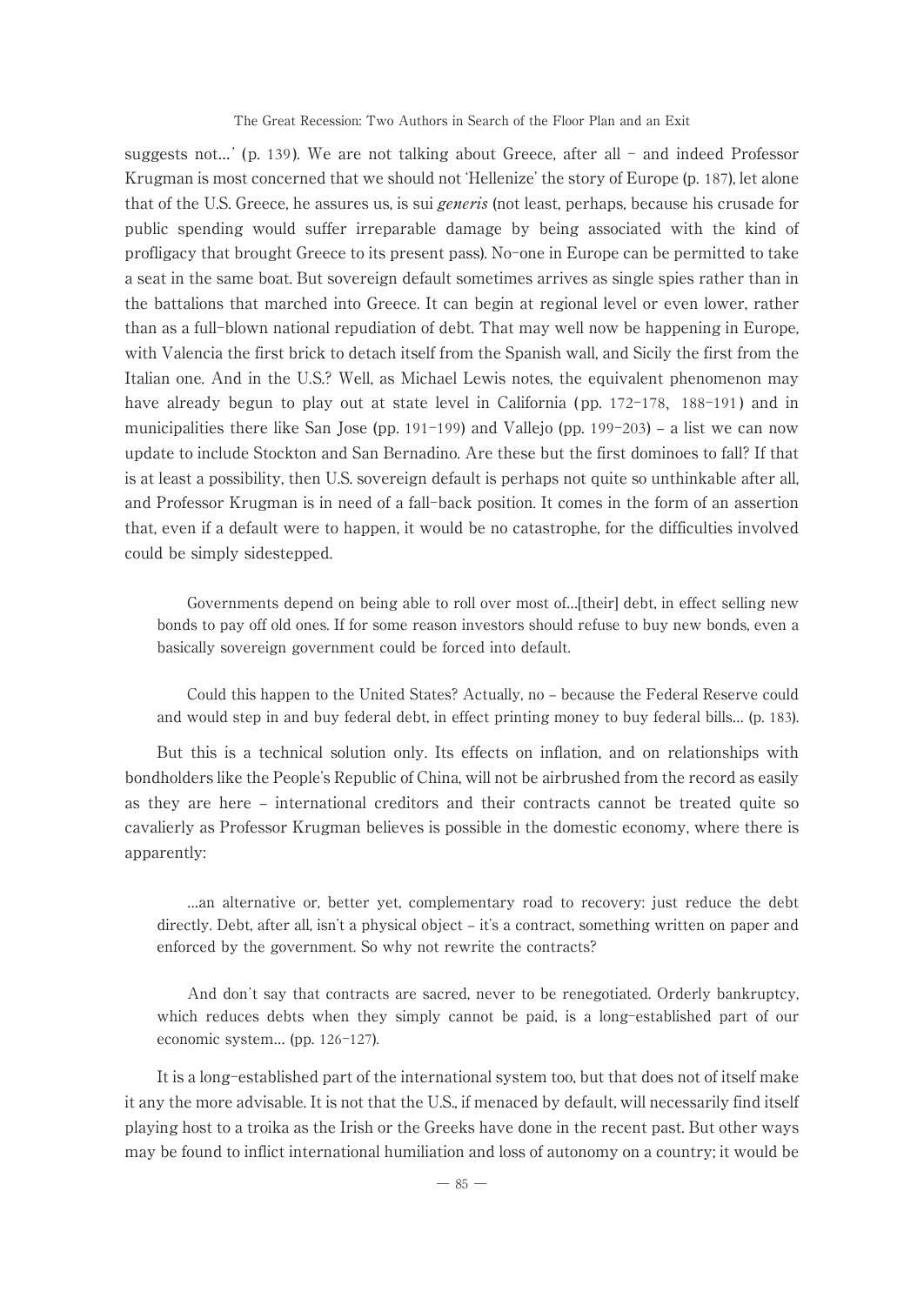suggests not...' (p. 139). We are not talking about Greece, after all – and indeed Professor Krugman is most concerned that we should not 'Hellenize' the story of Europe (p. 187), let alone that of the U.S. Greece, he assures us, is sui *generis* (not least, perhaps, because his crusade for public spending would suffer irreparable damage by being associated with the kind of profligacy that brought Greece to its present pass). No-one in Europe can be permitted to take a seat in the same boat. But sovereign default sometimes arrives as single spies rather than in the battalions that marched into Greece. It can begin at regional level or even lower, rather than as a full-blown national repudiation of debt. That may well now be happening in Europe, with Valencia the first brick to detach itself from the Spanish wall, and Sicily the first from the Italian one. And in the U.S.? Well, as Michael Lewis notes, the equivalent phenomenon may have already begun to play out at state level in California (pp. 172-178, 188-191) and in municipalities there like San Jose (pp. 191-199) and Vallejo (pp. 199-203) – a list we can now update to include Stockton and San Bernadino. Are these but the first dominoes to fall? If that is at least a possibility, then U.S. sovereign default is perhaps not quite so unthinkable after all, and Professor Krugman is in need of a fall-back position. It comes in the form of an assertion that, even if a default were to happen, it would be no catastrophe, for the difficulties involved could be simply sidestepped.

> Governments depend on being able to roll over most of...[their] debt, in effect selling new bonds to pay off old ones. If for some reason investors should refuse to buy new bonds, even a basically sovereign government could be forced into default.
>
> Could this happen to the United States? Actually, no – because the Federal Reserve could and would step in and buy federal debt, in effect printing money to buy federal bills... (p. 183).

But this is a technical solution only. Its effects on inflation, and on relationships with bondholders like the People's Republic of China, will not be airbrushed from the record as easily as they are here – international creditors and their contracts cannot be treated quite so cavalierly as Professor Krugman believes is possible in the domestic economy, where there is apparently:

> ...an alternative or, better yet, complementary road to recovery: just reduce the debt directly. Debt, after all, isn't a physical object – it's a contract, something written on paper and enforced by the government. So why not rewrite the contracts?
>
> And don't say that contracts are sacred, never to be renegotiated. Orderly bankruptcy, which reduces debts when they simply cannot be paid, is a long-established part of our economic system... (pp. 126-127).

It is a long-established part of the international system too, but that does not of itself make it any the more advisable. It is not that the U.S., if menaced by default, will necessarily find itself playing host to a troika as the Irish or the Greeks have done in the recent past. But other ways may be found to inflict international humiliation and loss of autonomy on a country; it would be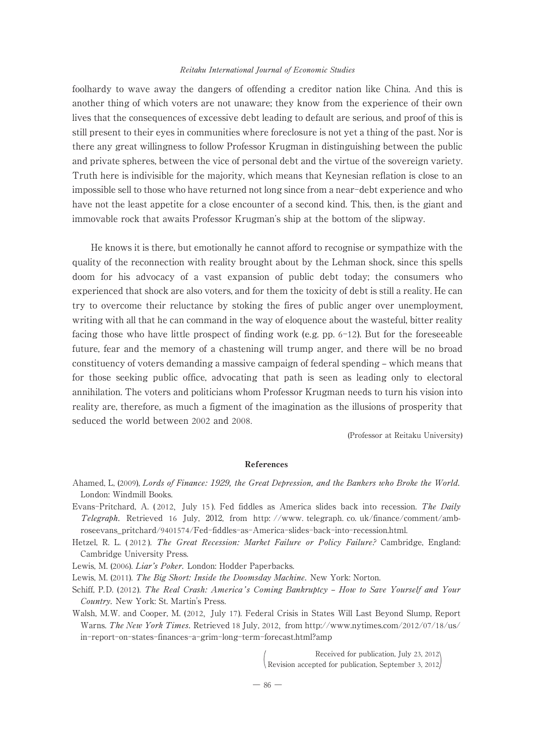foolhardy to wave away the dangers of offending a creditor nation like China. And this is another thing of which voters are not unaware; they know from the experience of their own lives that the consequences of excessive debt leading to default are serious, and proof of this is still present to their eyes in communities where foreclosure is not yet a thing of the past. Nor is there any great willingness to follow Professor Krugman in distinguishing between the public and private spheres, between the vice of personal debt and the virtue of the sovereign variety. Truth here is indivisible for the majority, which means that Keynesian reflation is close to an impossible sell to those who have returned not long since from a near-debt experience and who have not the least appetite for a close encounter of a second kind. This, then, is the giant and immovable rock that awaits Professor Krugman's ship at the bottom of the slipway.

He knows it is there, but emotionally he cannot afford to recognise or sympathize with the quality of the reconnection with reality brought about by the Lehman shock, since this spells doom for his advocacy of a vast expansion of public debt today; the consumers who experienced that shock are also voters, and for them the toxicity of debt is still a reality. He can try to overcome their reluctance by stoking the fires of public anger over unemployment, writing with all that he can command in the way of eloquence about the wasteful, bitter reality facing those who have little prospect of finding work (e.g. pp. 6-12). But for the foreseeable future, fear and the memory of a chastening will trump anger, and there will be no broad constituency of voters demanding a massive campaign of federal spending – which means that for those seeking public office, advocating that path is seen as leading only to electoral annihilation. The voters and politicians whom Professor Krugman needs to turn his vision into reality are, therefore, as much a figment of the imagination as the illusions of prosperity that seduced the world between 2002 and 2008.

(Professor at Reitaku University)

## References

Ahamed, L. (2009). *Lords of Finance: 1929, the Great Depression, and the Bankers who Broke the World.* London: Windmill Books.

Evans-Pritchard, A. (2012, July 15). Fed fiddles as America slides back into recession. *The Daily Telegraph.* Retrieved 16 July, 2012, from http://www.telegraph.co.uk/finance/comment/ambroseevans_pritchard/9401574/Fed-fiddles-as-America-slides-back-into-recession.html.

Hetzel, R. L. (2012). *The Great Recession: Market Failure or Policy Failure?* Cambridge, England: Cambridge University Press.

Lewis, M. (2006). *Liar's Poker.* London: Hodder Paperbacks.

Lewis, M. (2011). *The Big Short: Inside the Doomsday Machine.* New York: Norton.

Schiff, P.D. (2012). *The Real Crash: America's Coming Bankruptcy – How to Save Yourself and Your Country.* New York: St. Martin's Press.

Walsh, M.W. and Cooper, M. (2012, July 17). Federal Crisis in States Will Last Beyond Slump, Report Warns. *The New York Times.* Retrieved 18 July, 2012, from http://www.nytimes.com/2012/07/18/us/in-report-on-states-finances-a-grim-long-term-forecast.html?amp

(Received for publication, July 23, 2012
Revision accepted for publication, September 3, 2012)